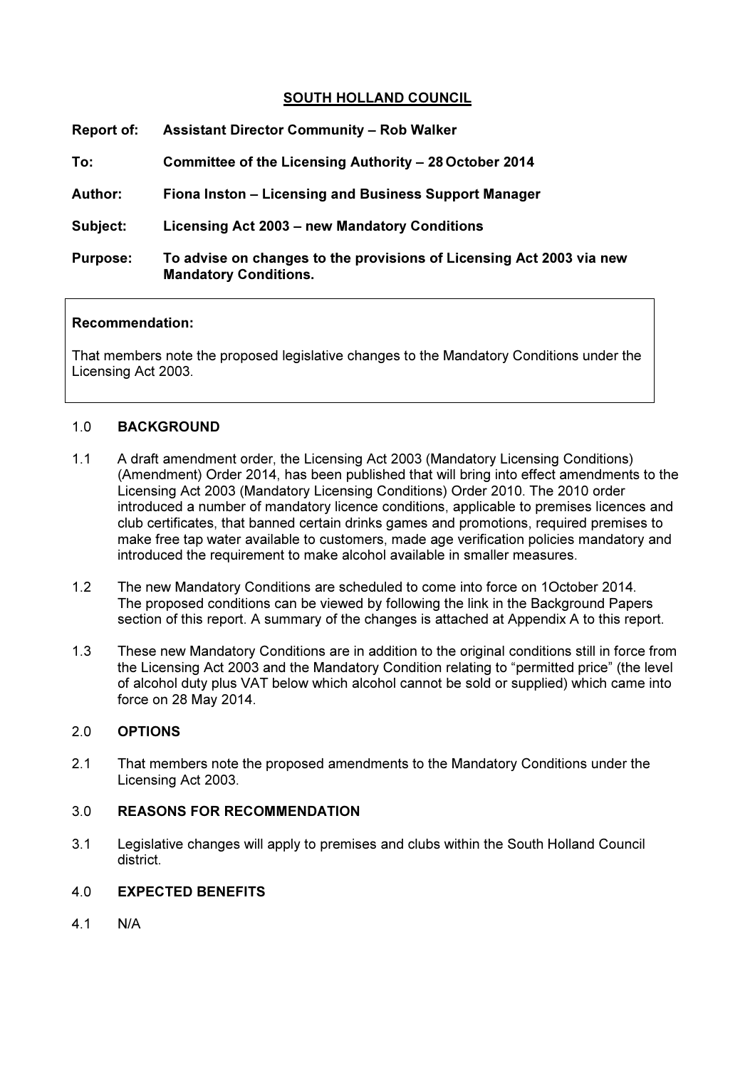# SOUTH HOLLAND COUNCIL

**Report of:** **Assistant Director Community – Rob Walker**

**To:** **Committee of the Licensing Authority – 28 October 2014**

**Author:** **Fiona Inston – Licensing and Business Support Manager**

**Subject:** **Licensing Act 2003 – new Mandatory Conditions**

**Purpose:** **To advise on changes to the provisions of Licensing Act 2003 via new Mandatory Conditions.**

**Recommendation:**

That members note the proposed legislative changes to the Mandatory Conditions under the Licensing Act 2003.

## 1.0 BACKGROUND

1.1 A draft amendment order, the Licensing Act 2003 (Mandatory Licensing Conditions) (Amendment) Order 2014, has been published that will bring into effect amendments to the Licensing Act 2003 (Mandatory Licensing Conditions) Order 2010. The 2010 order introduced a number of mandatory licence conditions, applicable to premises licences and club certificates, that banned certain drinks games and promotions, required premises to make free tap water available to customers, made age verification policies mandatory and introduced the requirement to make alcohol available in smaller measures.

1.2 The new Mandatory Conditions are scheduled to come into force on 1October 2014. The proposed conditions can be viewed by following the link in the Background Papers section of this report. A summary of the changes is attached at Appendix A to this report.

1.3 These new Mandatory Conditions are in addition to the original conditions still in force from the Licensing Act 2003 and the Mandatory Condition relating to "permitted price" (the level of alcohol duty plus VAT below which alcohol cannot be sold or supplied) which came into force on 28 May 2014.

## 2.0 OPTIONS

2.1 That members note the proposed amendments to the Mandatory Conditions under the Licensing Act 2003.

## 3.0 REASONS FOR RECOMMENDATION

3.1 Legislative changes will apply to premises and clubs within the South Holland Council district.

## 4.0 EXPECTED BENEFITS

4.1 N/A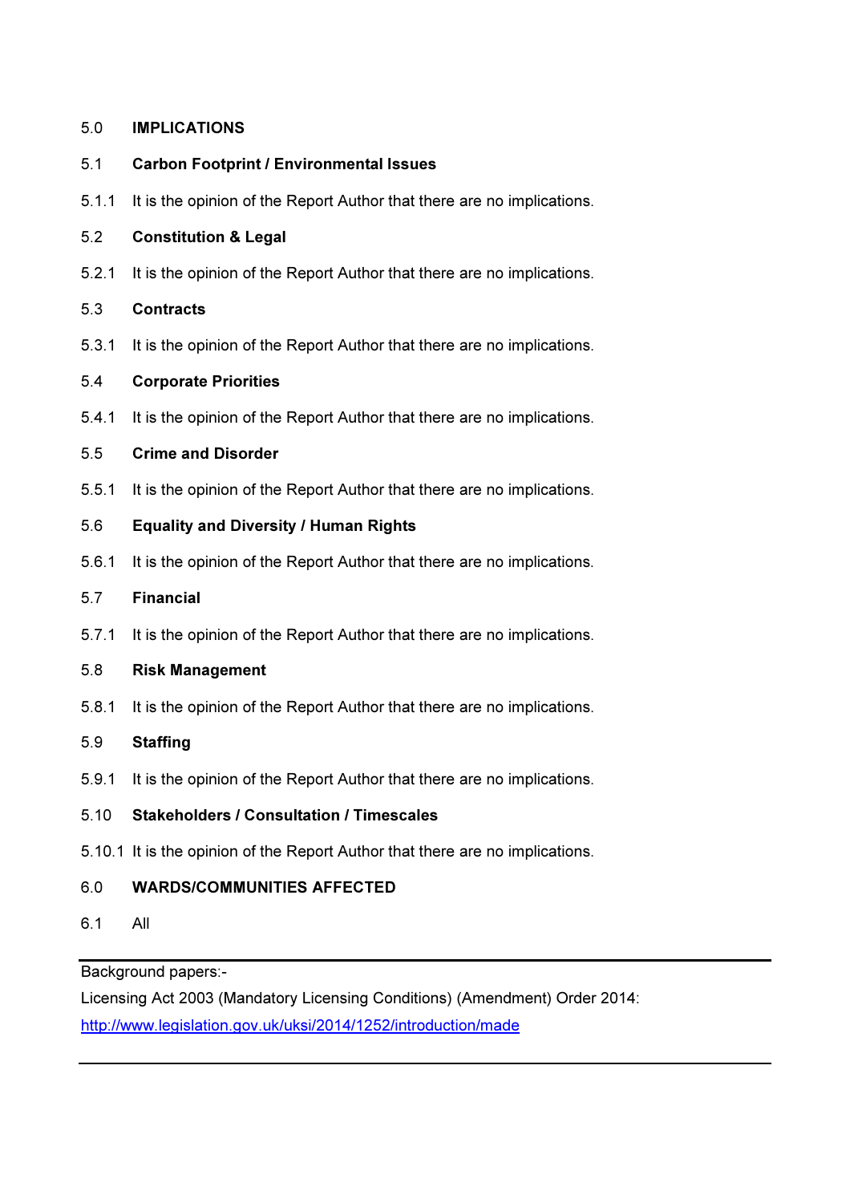## 5.0 IMPLICATIONS

### 5.1 Carbon Footprint / Environmental Issues

5.1.1 It is the opinion of the Report Author that there are no implications.

### 5.2 Constitution & Legal

5.2.1 It is the opinion of the Report Author that there are no implications.

### 5.3 Contracts

5.3.1 It is the opinion of the Report Author that there are no implications.

### 5.4 Corporate Priorities

5.4.1 It is the opinion of the Report Author that there are no implications.

### 5.5 Crime and Disorder

5.5.1 It is the opinion of the Report Author that there are no implications.

### 5.6 Equality and Diversity / Human Rights

5.6.1 It is the opinion of the Report Author that there are no implications.

### 5.7 Financial

5.7.1 It is the opinion of the Report Author that there are no implications.

### 5.8 Risk Management

5.8.1 It is the opinion of the Report Author that there are no implications.

### 5.9 Staffing

5.9.1 It is the opinion of the Report Author that there are no implications.

### 5.10 Stakeholders / Consultation / Timescales

5.10.1 It is the opinion of the Report Author that there are no implications.

## 6.0 WARDS/COMMUNITIES AFFECTED

6.1 All

---

Background papers:-

Licensing Act 2003 (Mandatory Licensing Conditions) (Amendment) Order 2014:

[http://www.legislation.gov.uk/uksi/2014/1252/introduction/made](http://www.legislation.gov.uk/uksi/2014/1252/introduction/made)

---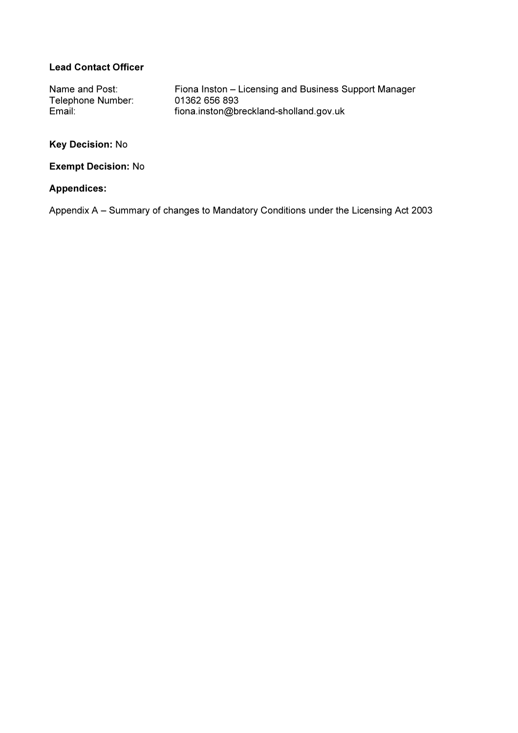**Lead Contact Officer**

| | |
|---|---|
| Name and Post: | Fiona Inston – Licensing and Business Support Manager |
| Telephone Number: | 01362 656 893 |
| Email: | fiona.inston@breckland-sholland.gov.uk |

**Key Decision:** No

**Exempt Decision:** No

**Appendices:**

Appendix A – Summary of changes to Mandatory Conditions under the Licensing Act 2003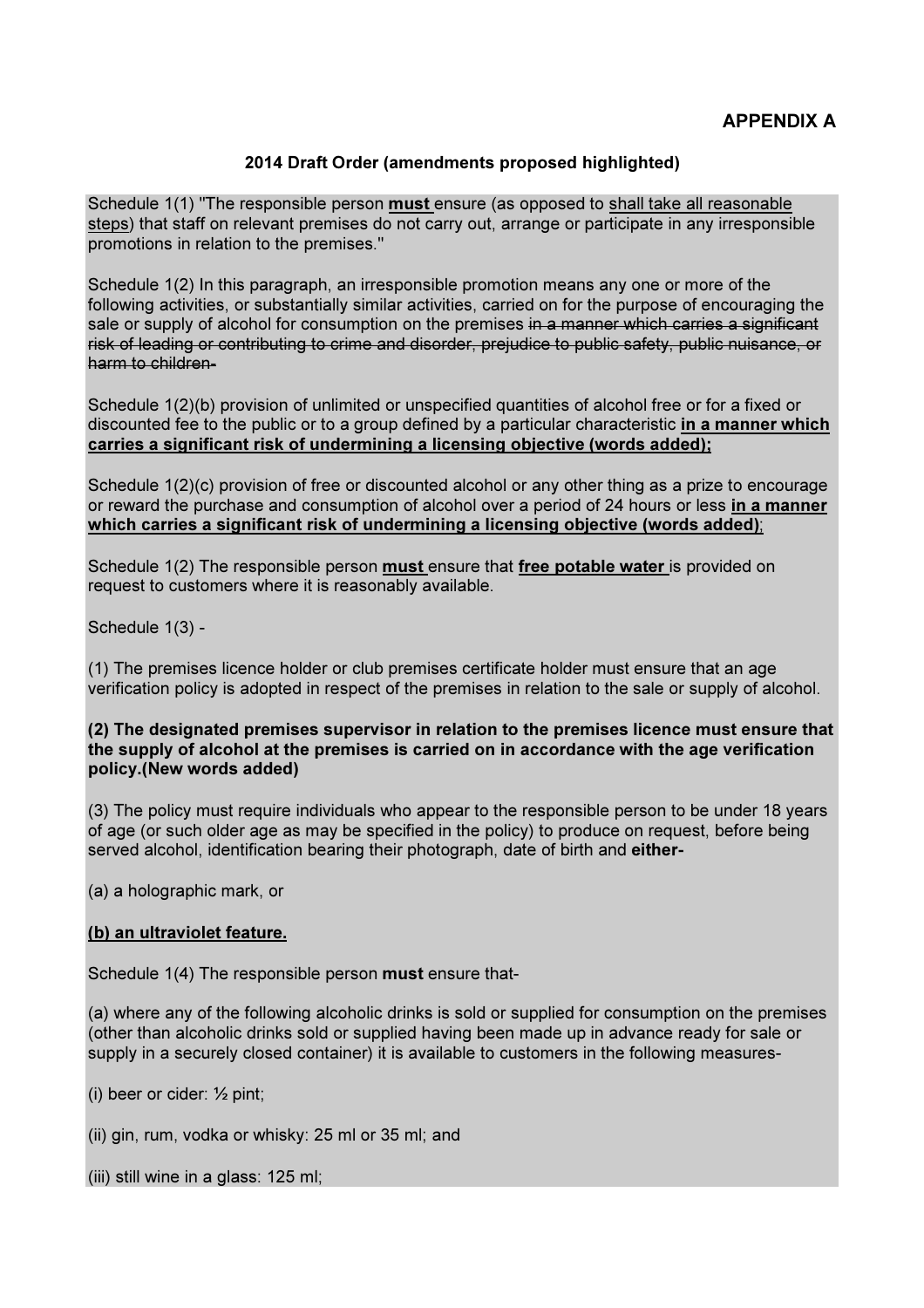## APPENDIX A

### 2014 Draft Order (amendments proposed highlighted)

Schedule 1(1) "The responsible person **must** ensure (as opposed to shall take all reasonable steps) that staff on relevant premises do not carry out, arrange or participate in any irresponsible promotions in relation to the premises."

Schedule 1(2) In this paragraph, an irresponsible promotion means any one or more of the following activities, or substantially similar activities, carried on for the purpose of encouraging the sale or supply of alcohol for consumption on the premises ~~in a manner which carries a significant risk of leading or contributing to crime and disorder, prejudice to public safety, public nuisance, or harm to children-~~

Schedule 1(2)(b) provision of unlimited or unspecified quantities of alcohol free or for a fixed or discounted fee to the public or to a group defined by a particular characteristic **in a manner which carries a significant risk of undermining a licensing objective (words added);**

Schedule 1(2)(c) provision of free or discounted alcohol or any other thing as a prize to encourage or reward the purchase and consumption of alcohol over a period of 24 hours or less **in a manner which carries a significant risk of undermining a licensing objective (words added)**;

Schedule 1(2) The responsible person **must** ensure that **free potable water** is provided on request to customers where it is reasonably available.

Schedule 1(3) -

(1) The premises licence holder or club premises certificate holder must ensure that an age verification policy is adopted in respect of the premises in relation to the sale or supply of alcohol.

**(2) The designated premises supervisor in relation to the premises licence must ensure that the supply of alcohol at the premises is carried on in accordance with the age verification policy.(New words added)**

(3) The policy must require individuals who appear to the responsible person to be under 18 years of age (or such older age as may be specified in the policy) to produce on request, before being served alcohol, identification bearing their photograph, date of birth and **either-**

(a) a holographic mark, or

**(b) an ultraviolet feature.**

Schedule 1(4) The responsible person **must** ensure that-

(a) where any of the following alcoholic drinks is sold or supplied for consumption on the premises (other than alcoholic drinks sold or supplied having been made up in advance ready for sale or supply in a securely closed container) it is available to customers in the following measures-

(i) beer or cider: ½ pint;

(ii) gin, rum, vodka or whisky: 25 ml or 35 ml; and

(iii) still wine in a glass: 125 ml;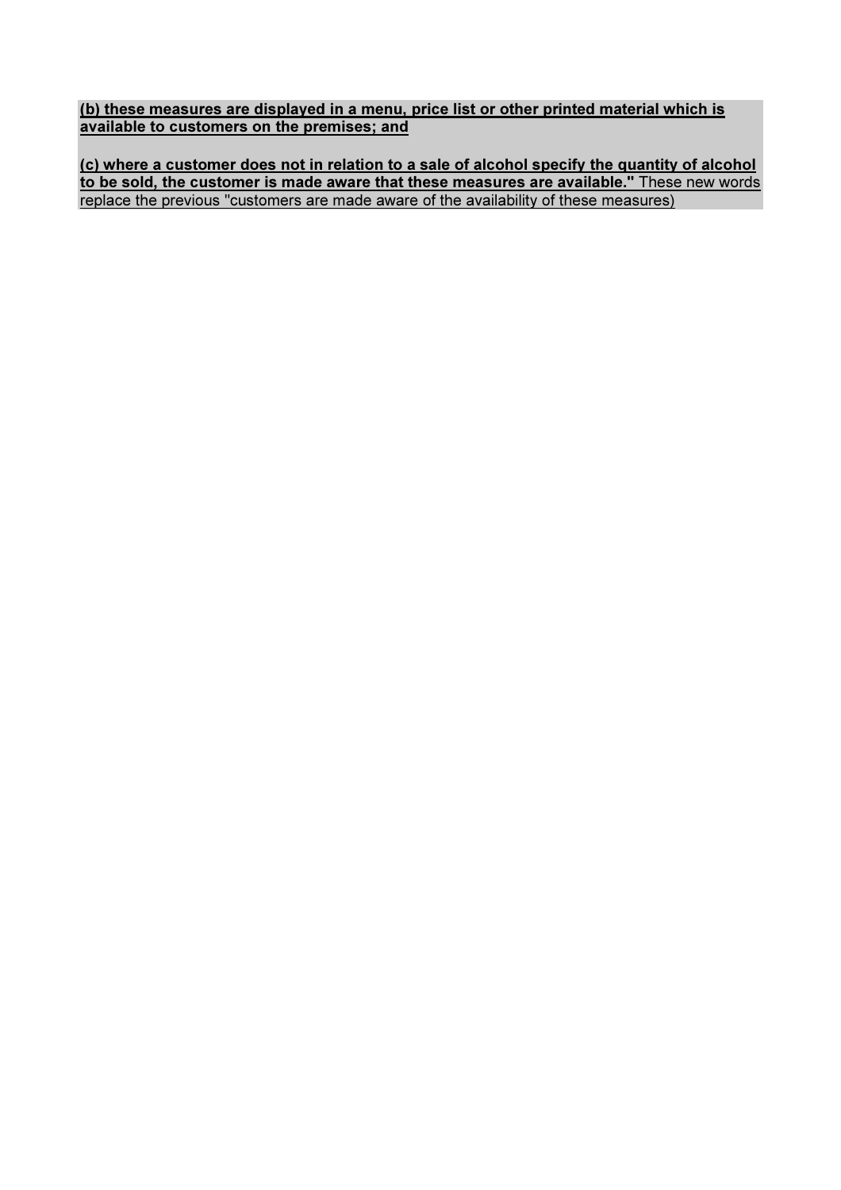**(b) these measures are displayed in a menu, price list or other printed material which is available to customers on the premises; and**

**(c) where a customer does not in relation to a sale of alcohol specify the quantity of alcohol to be sold, the customer is made aware that these measures are available."** These new words replace the previous "customers are made aware of the availability of these measures)